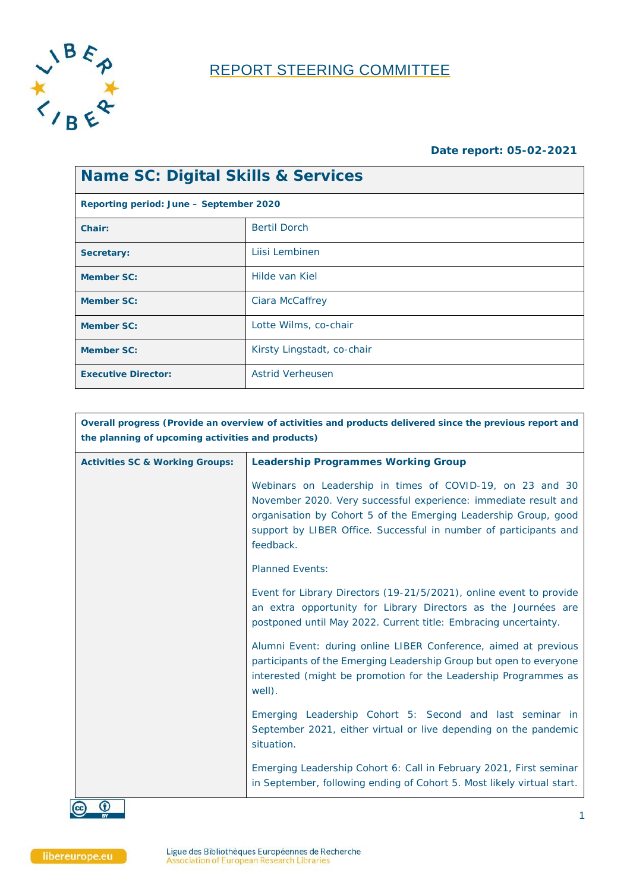# REPORT STEERING COMMITTEE

**Date report: 05-02-2021**

| **Name SC: Digital Skills & Services** | |
|---|---|
| **Reporting period: June – September 2020** | |
| **Chair:** | Bertil Dorch |
| **Secretary:** | Liisi Lembinen |
| **Member SC:** | Hilde van Kiel |
| **Member SC:** | Ciara McCaffrey |
| **Member SC:** | Lotte Wilms, co-chair |
| **Member SC:** | Kirsty Lingstadt, co-chair |
| **Executive Director:** | Astrid Verheusen |

| **Overall progress (Provide an overview of activities and products delivered since the previous report and the planning of upcoming activities and products)** | |
|---|---|
| **Activities SC & Working Groups:** | **Leadership Programmes Working Group**<br><br>Webinars on Leadership in times of COVID-19, on 23 and 30 November 2020. Very successful experience: immediate result and organisation by Cohort 5 of the Emerging Leadership Group, good support by LIBER Office. Successful in number of participants and feedback.<br><br>Planned Events:<br><br>Event for Library Directors (19-21/5/2021), online event to provide an extra opportunity for Library Directors as the Journées are postponed until May 2022. Current title: Embracing uncertainty.<br><br>Alumni Event: during online LIBER Conference, aimed at previous participants of the Emerging Leadership Group but open to everyone interested (might be promotion for the Leadership Programmes as well).<br><br>Emerging Leadership Cohort 5: Second and last seminar in September 2021, either virtual or live depending on the pandemic situation.<br><br>Emerging Leadership Cohort 6: Call in February 2021, First seminar in September, following ending of Cohort 5. Most likely virtual start. |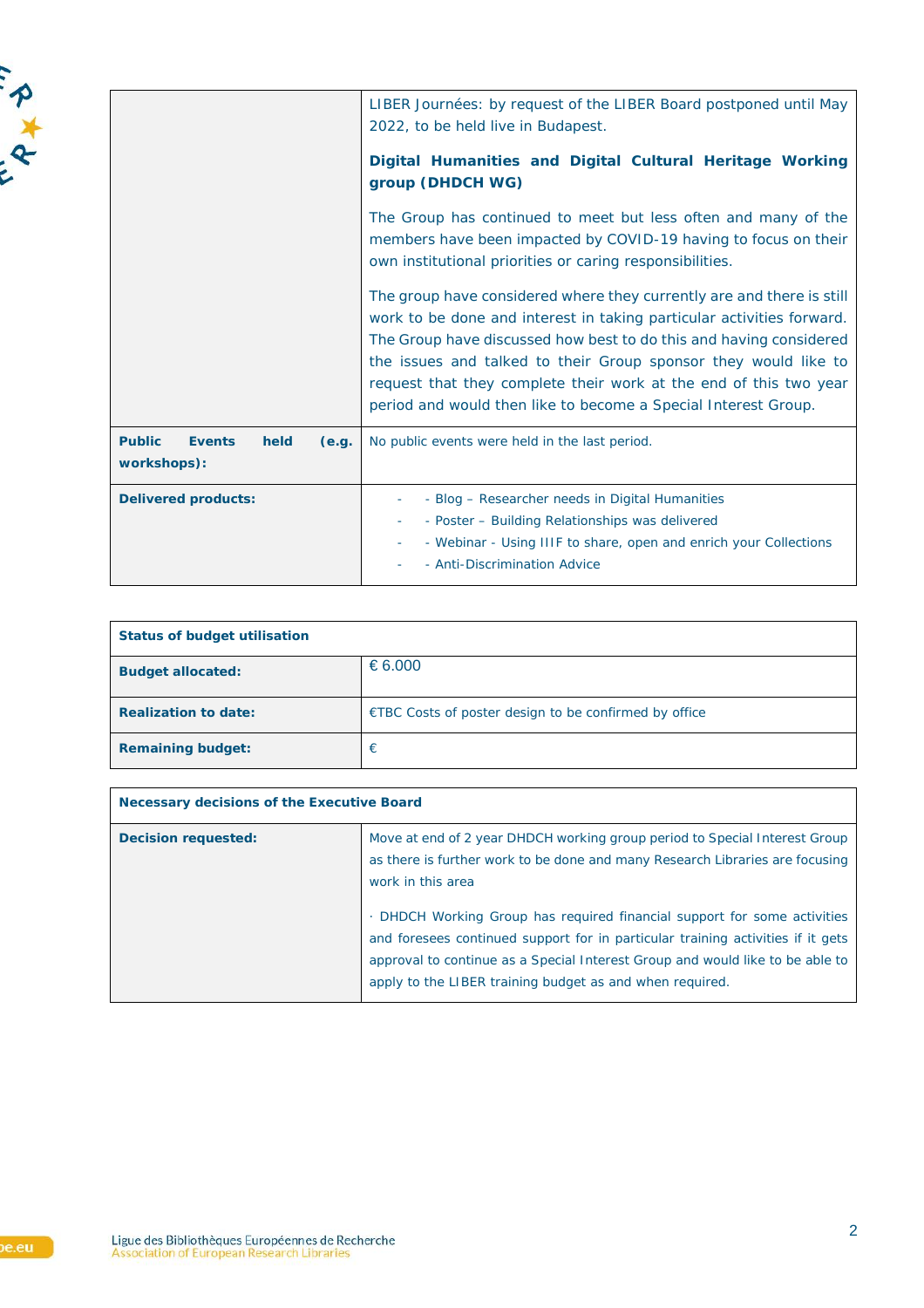| | |
|---|---|
| | LIBER Journées: by request of the LIBER Board postponed until May 2022, to be held live in Budapest.<br><br>**Digital Humanities and Digital Cultural Heritage Working group (DHDCH WG)**<br><br>The Group has continued to meet but less often and many of the members have been impacted by COVID-19 having to focus on their own institutional priorities or caring responsibilities.<br><br>The group have considered where they currently are and there is still work to be done and interest in taking particular activities forward. The Group have discussed how best to do this and having considered the issues and talked to their Group sponsor they would like to request that they complete their work at the end of this two year period and would then like to become a Special Interest Group. |
| **Public Events held (e.g. workshops):** | No public events were held in the last period. |
| **Delivered products:** | - - Blog – Researcher needs in Digital Humanities<br>- - Poster – Building Relationships was delivered<br>- - Webinar - Using IIIF to share, open and enrich your Collections<br>- - Anti-Discrimination Advice |

| **Status of budget utilisation** | |
|---|---|
| **Budget allocated:** | € 6.000 |
| **Realization to date:** | €TBC Costs of poster design to be confirmed by office |
| **Remaining budget:** | € |

| **Necessary decisions of the Executive Board** | |
|---|---|
| **Decision requested:** | Move at end of 2 year DHDCH working group period to Special Interest Group as there is further work to be done and many Research Libraries are focusing work in this area<br><br>· DHDCH Working Group has required financial support for some activities and foresees continued support for in particular training activities if it gets approval to continue as a Special Interest Group and would like to be able to apply to the LIBER training budget as and when required. |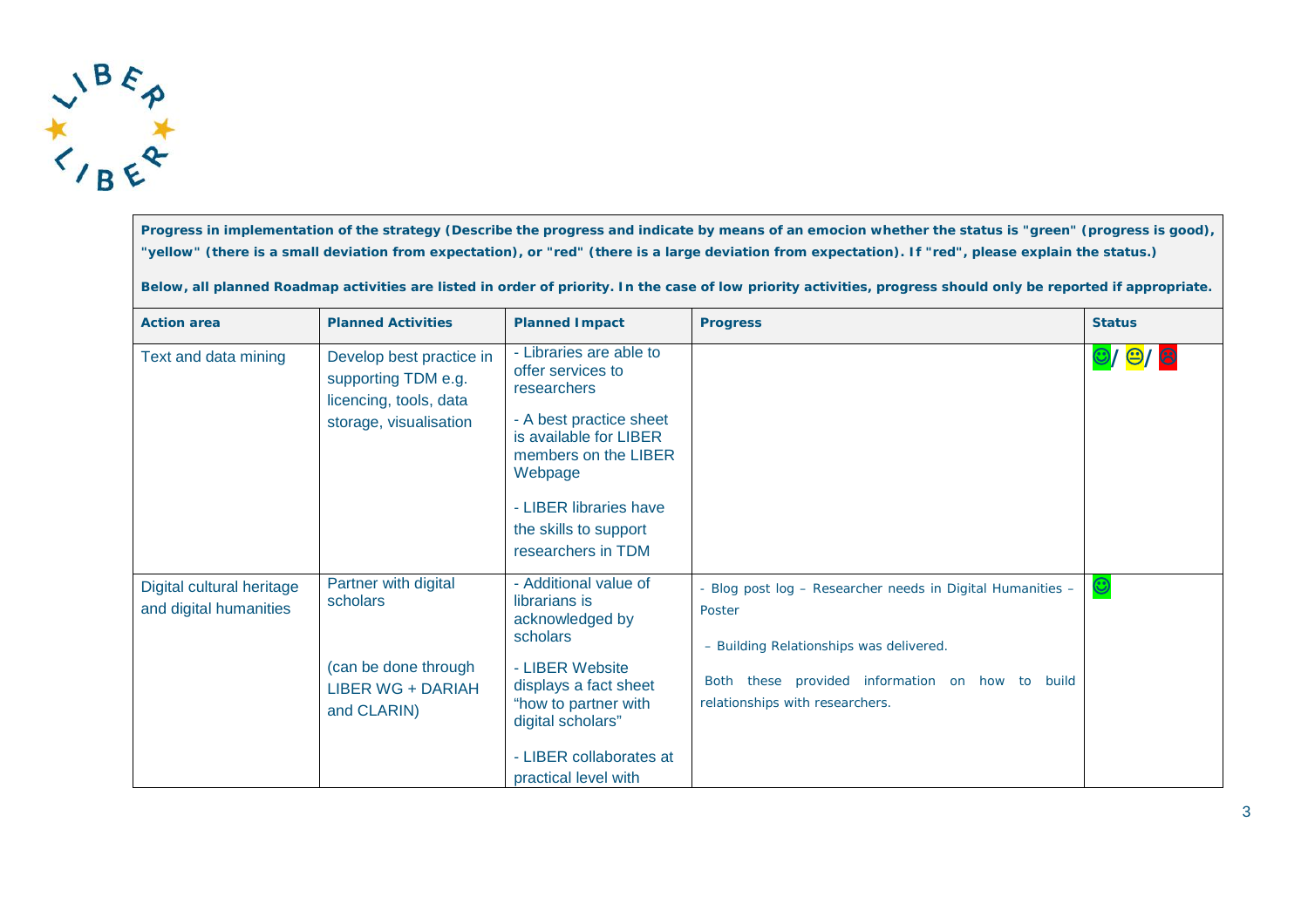**Progress in implementation of the strategy (Describe the progress and indicate by means of an emocion whether the status is "green" (progress is good), "yellow" (there is a small deviation from expectation), or "red" (there is a large deviation from expectation). If "red", please explain the status.)**

**Below, all planned Roadmap activities are listed in order of priority. In the case of low priority activities, progress should only be reported if appropriate.**

| **Action area** | **Planned Activities** | **Planned Impact** | **Progress** | **Status** |
|---|---|---|---|---|
| Text and data mining | Develop best practice in supporting TDM e.g. licencing, tools, data storage, visualisation | - Libraries are able to offer services to researchers<br><br>- A best practice sheet is available for LIBER members on the LIBER Webpage<br><br>- LIBER libraries have the skills to support researchers in TDM | | ☺/ 😐/ ☹ |
| Digital cultural heritage and digital humanities | Partner with digital scholars<br><br>(can be done through LIBER WG + DARIAH and CLARIN) | - Additional value of librarians is acknowledged by scholars<br><br>- LIBER Website displays a fact sheet "how to partner with digital scholars"<br><br>- LIBER collaborates at practical level with | - Blog post log – Researcher needs in Digital Humanities – Poster<br><br>– Building Relationships was delivered.<br><br>Both these provided information on how to build relationships with researchers. | ☺ |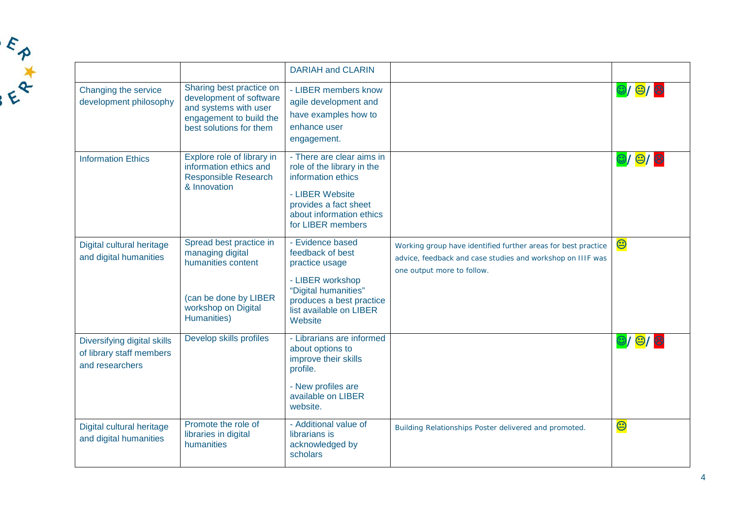|  |  | DARIAH and CLARIN |  |  |
|---|---|---|---|---|
| Changing the service development philosophy | Sharing best practice on development of software and systems with user engagement to build the best solutions for them | - LIBER members know agile development and have examples how to enhance user engagement. |  | ☺/ 😐/ ☹ |
| Information Ethics | Explore role of library in information ethics and Responsible Research & Innovation | - There are clear aims in role of the library in the information ethics<br>- LIBER Website provides a fact sheet about information ethics for LIBER members |  | ☺/ 😐/ ☹ |
| Digital cultural heritage and digital humanities | Spread best practice in managing digital humanities content<br><br>(can be done by LIBER workshop on Digital Humanities) | - Evidence based feedback of best practice usage<br>- LIBER workshop "Digital humanities" produces a best practice list available on LIBER Website | Working group have identified further areas for best practice advice, feedback and case studies and workshop on IIIF was one output more to follow. | 😐 |
| Diversifying digital skills of library staff members and researchers | Develop skills profiles | - Librarians are informed about options to improve their skills profile.<br>- New profiles are available on LIBER website. |  | ☺/ 😐/ ☹ |
| Digital cultural heritage and digital humanities | Promote the role of libraries in digital humanities | - Additional value of librarians is acknowledged by scholars | Building Relationships Poster delivered and promoted. | 😐 |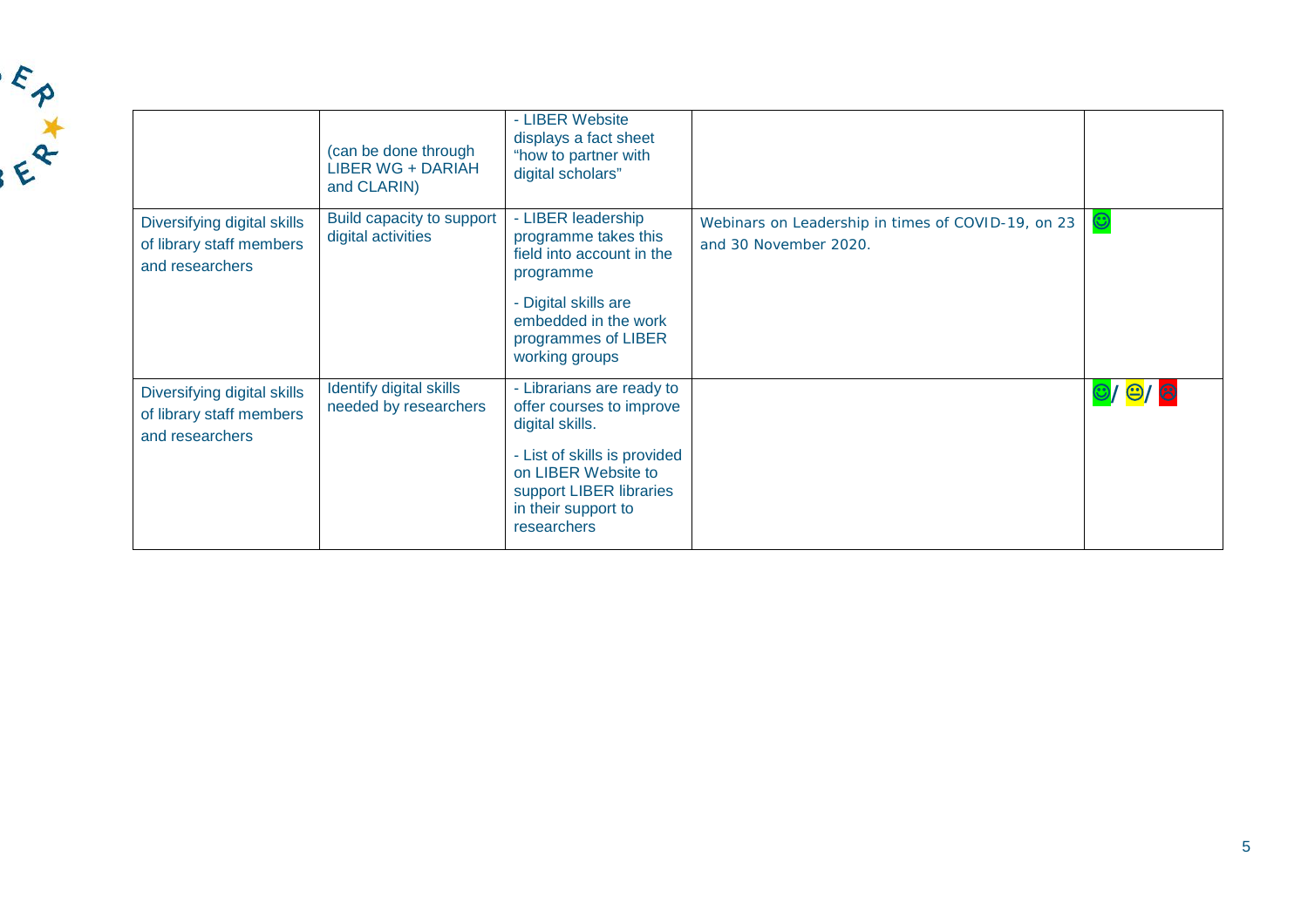| | | | | |
|---|---|---|---|---|
| | (can be done through LIBER WG + DARIAH and CLARIN) | - LIBER Website displays a fact sheet "how to partner with digital scholars" | | |
| Diversifying digital skills of library staff members and researchers | Build capacity to support digital activities | - LIBER leadership programme takes this field into account in the programme<br><br>- Digital skills are embedded in the work programmes of LIBER working groups | Webinars on Leadership in times of COVID-19, on 23 and 30 November 2020. | ☺ |
| Diversifying digital skills of library staff members and researchers | Identify digital skills needed by researchers | - Librarians are ready to offer courses to improve digital skills.<br><br>- List of skills is provided on LIBER Website to support LIBER libraries in their support to researchers | | ☺/ 😐/ ☹ |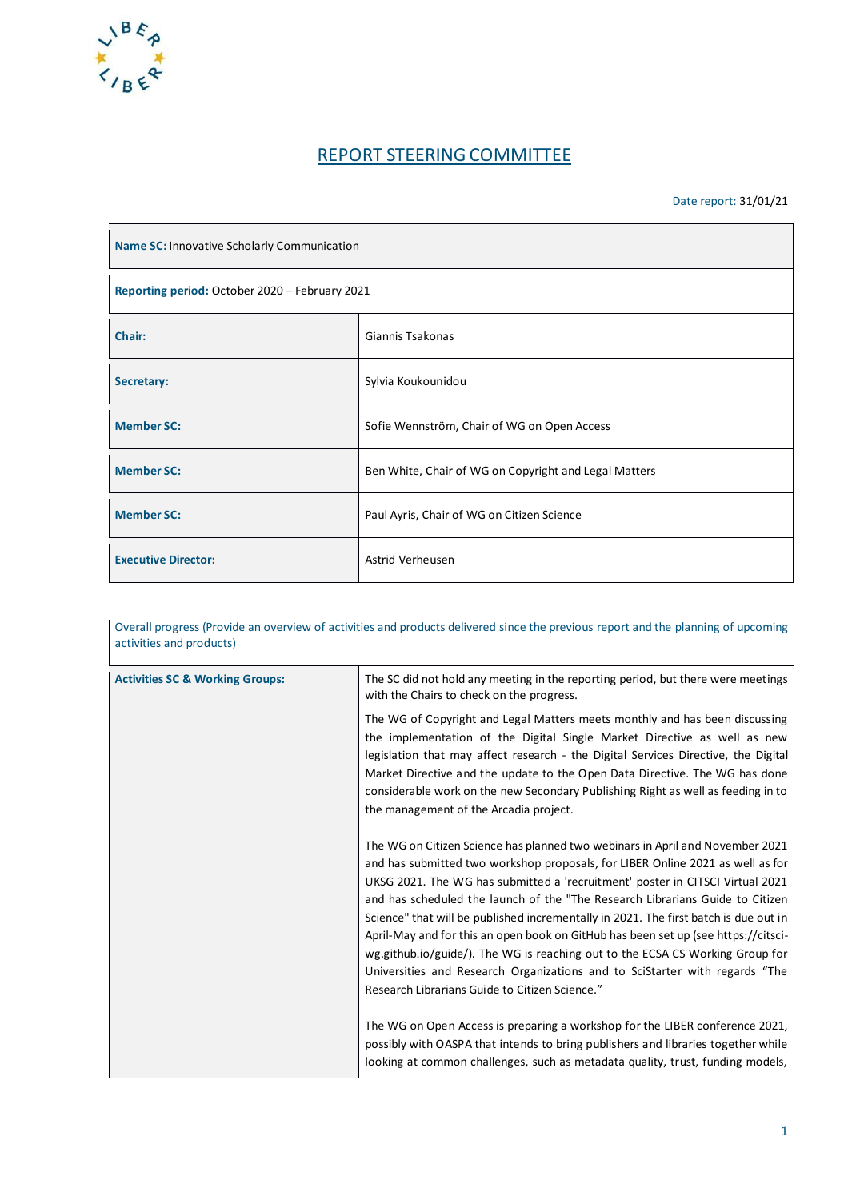# REPORT STEERING COMMITTEE

Date report: 31/01/21

| **Name SC:** Innovative Scholarly Communication | |
|---|---|
| **Reporting period:** October 2020 – February 2021 | |
| **Chair:** | Giannis Tsakonas |
| **Secretary:** | Sylvia Koukounidou |
| **Member SC:** | Sofie Wennström, Chair of WG on Open Access |
| **Member SC:** | Ben White, Chair of WG on Copyright and Legal Matters |
| **Member SC:** | Paul Ayris, Chair of WG on Citizen Science |
| **Executive Director:** | Astrid Verheusen |

| Overall progress (Provide an overview of activities and products delivered since the previous report and the planning of upcoming activities and products) | |
|---|---|
| **Activities SC & Working Groups:** | The SC did not hold any meeting in the reporting period, but there were meetings with the Chairs to check on the progress.<br><br>The WG of Copyright and Legal Matters meets monthly and has been discussing the implementation of the Digital Single Market Directive as well as new legislation that may affect research - the Digital Services Directive, the Digital Market Directive and the update to the Open Data Directive. The WG has done considerable work on the new Secondary Publishing Right as well as feeding in to the management of the Arcadia project.<br><br>The WG on Citizen Science has planned two webinars in April and November 2021 and has submitted two workshop proposals, for LIBER Online 2021 as well as for UKSG 2021. The WG has submitted a 'recruitment' poster in CITSCI Virtual 2021 and has scheduled the launch of the "The Research Librarians Guide to Citizen Science" that will be published incrementally in 2021. The first batch is due out in April-May and for this an open book on GitHub has been set up (see https://citsci-wg.github.io/guide/). The WG is reaching out to the ECSA CS Working Group for Universities and Research Organizations and to SciStarter with regards "The Research Librarians Guide to Citizen Science."<br><br>The WG on Open Access is preparing a workshop for the LIBER conference 2021, possibly with OASPA that intends to bring publishers and libraries together while looking at common challenges, such as metadata quality, trust, funding models, |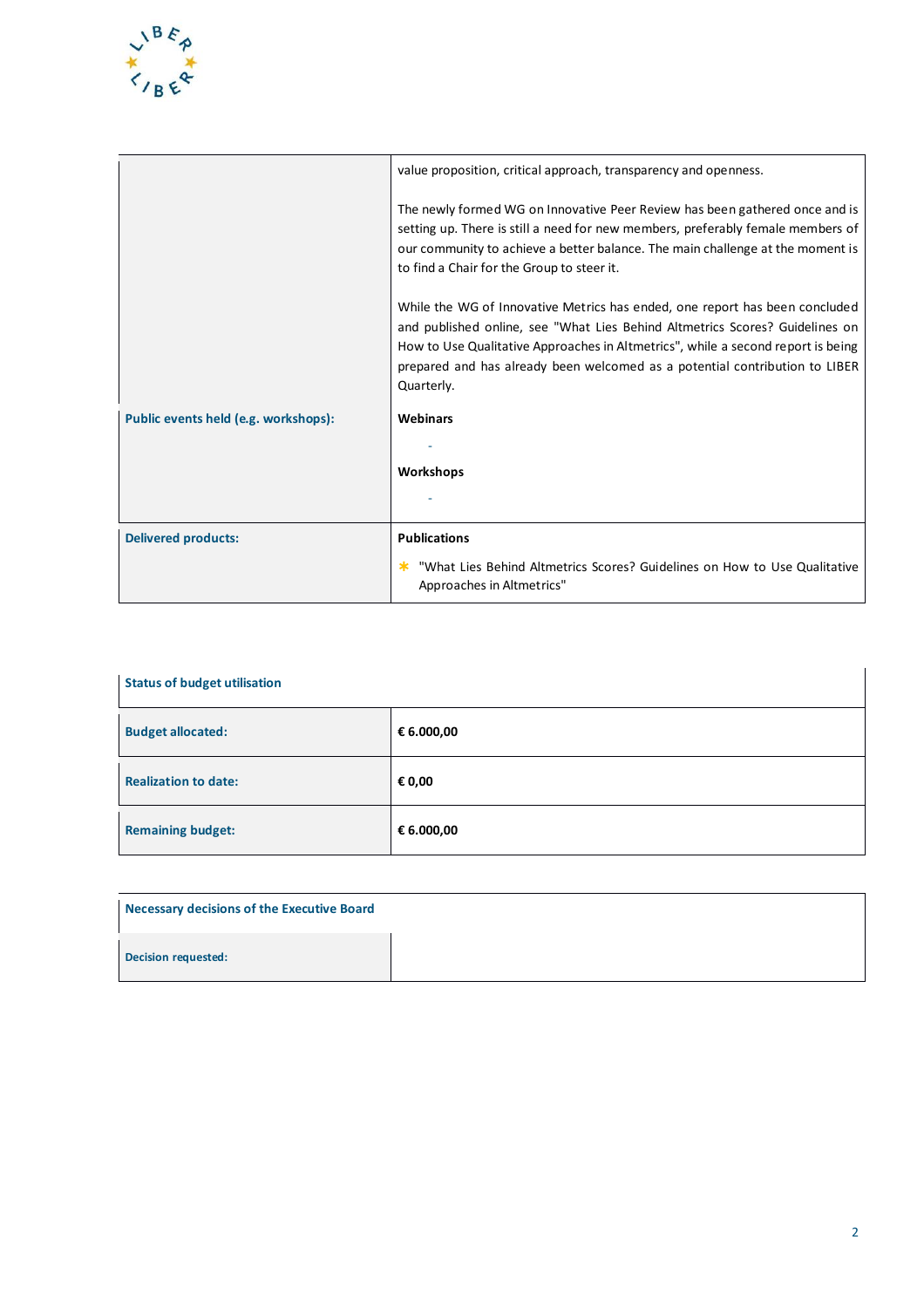| | |
|---|---|
| | value proposition, critical approach, transparency and openness.<br><br>The newly formed WG on Innovative Peer Review has been gathered once and is setting up. There is still a need for new members, preferably female members of our community to achieve a better balance. The main challenge at the moment is to find a Chair for the Group to steer it.<br><br>While the WG of Innovative Metrics has ended, one report has been concluded and published online, see "What Lies Behind Altmetrics Scores? Guidelines on How to Use Qualitative Approaches in Altmetrics", while a second report is being prepared and has already been welcomed as a potential contribution to LIBER Quarterly. |
| **Public events held (e.g. workshops):** | **Webinars**<br><br>-<br><br>**Workshops**<br><br>- |
| **Delivered products:** | **Publications**<br><br>* "What Lies Behind Altmetrics Scores? Guidelines on How to Use Qualitative Approaches in Altmetrics" |

| **Status of budget utilisation** | |
|---|---|
| **Budget allocated:** | **€ 6.000,00** |
| **Realization to date:** | **€ 0,00** |
| **Remaining budget:** | **€ 6.000,00** |

| **Necessary decisions of the Executive Board** | |
|---|---|
| **Decision requested:** | |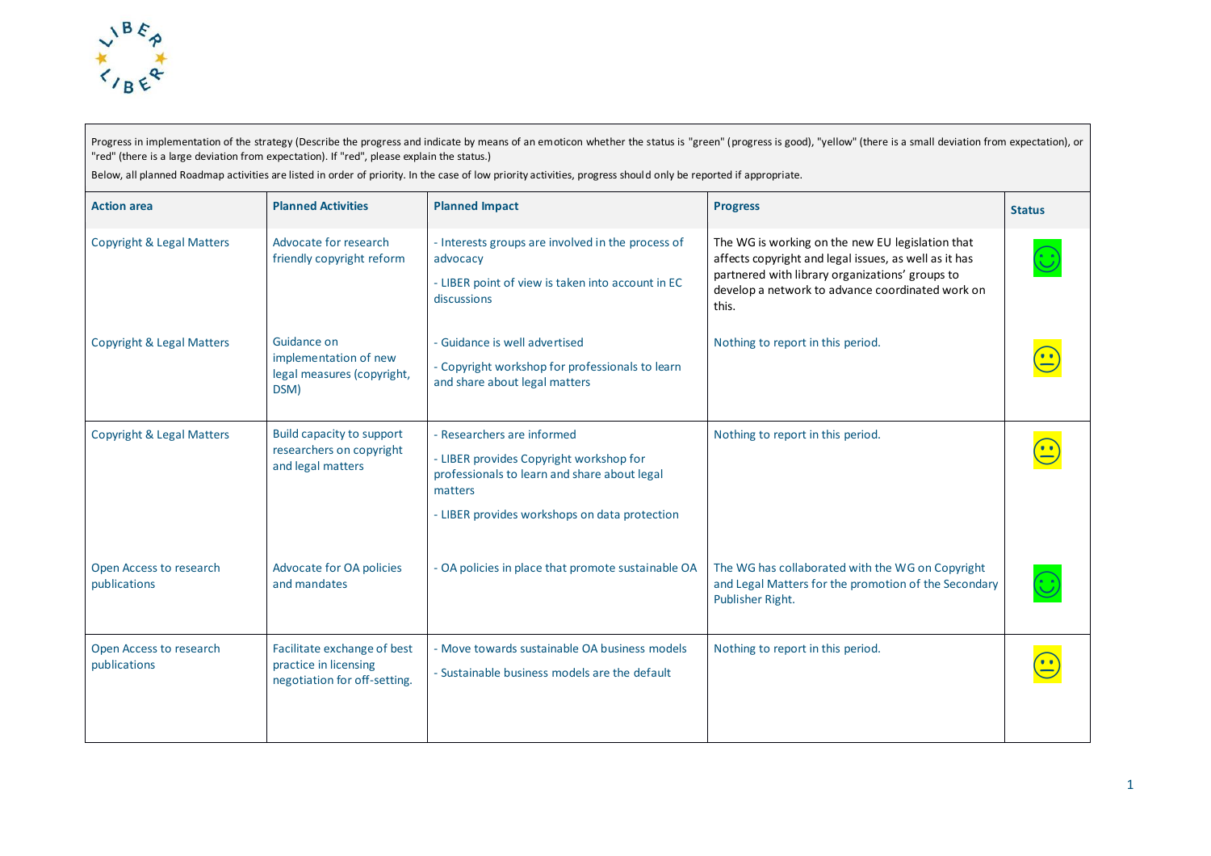Progress in implementation of the strategy (Describe the progress and indicate by means of an emoticon whether the status is "green" (progress is good), "yellow" (there is a small deviation from expectation), or "red" (there is a large deviation from expectation). If "red", please explain the status.)

Below, all planned Roadmap activities are listed in order of priority. In the case of low priority activities, progress should only be reported if appropriate.

| Action area | Planned Activities | Planned Impact | Progress | Status |
|---|---|---|---|---|
| Copyright & Legal Matters | Advocate for research friendly copyright reform | - Interests groups are involved in the process of advocacy<br>- LIBER point of view is taken into account in EC discussions | The WG is working on the new EU legislation that affects copyright and legal issues, as well as it has partnered with library organizations' groups to develop a network to advance coordinated work on this. | 🙂 (green) |
| Copyright & Legal Matters | Guidance on implementation of new legal measures (copyright, DSM) | - Guidance is well advertised<br>- Copyright workshop for professionals to learn and share about legal matters | Nothing to report in this period. | 😐 (yellow) |
| Copyright & Legal Matters | Build capacity to support researchers on copyright and legal matters | - Researchers are informed<br>- LIBER provides Copyright workshop for professionals to learn and share about legal matters<br>- LIBER provides workshops on data protection | Nothing to report in this period. | 😐 (yellow) |
| Open Access to research publications | Advocate for OA policies and mandates | - OA policies in place that promote sustainable OA | The WG has collaborated with the WG on Copyright and Legal Matters for the promotion of the Secondary Publisher Right. | 🙂 (green) |
| Open Access to research publications | Facilitate exchange of best practice in licensing negotiation for off-setting. | - Move towards sustainable OA business models<br>- Sustainable business models are the default | Nothing to report in this period. | 😐 (yellow) |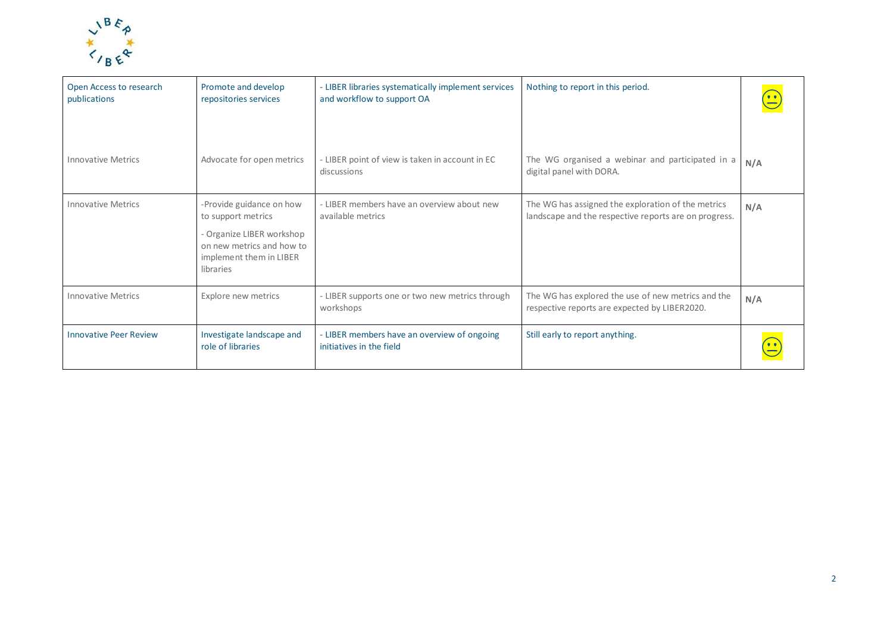| | | | | |
|---|---|---|---|---|
| Open Access to research publications | Promote and develop repositories services | - LIBER libraries systematically implement services and workflow to support OA | Nothing to report in this period. | 😐 |
| Innovative Metrics | Advocate for open metrics | - LIBER point of view is taken in account in EC discussions | The WG organised a webinar and participated in a digital panel with DORA. | **N/A** |
| Innovative Metrics | -Provide guidance on how to support metrics<br>- Organize LIBER workshop on new metrics and how to implement them in LIBER libraries | - LIBER members have an overview about new available metrics | The WG has assigned the exploration of the metrics landscape and the respective reports are on progress. | **N/A** |
| Innovative Metrics | Explore new metrics | - LIBER supports one or two new metrics through workshops | The WG has explored the use of new metrics and the respective reports are expected by LIBER2020. | **N/A** |
| Innovative Peer Review | Investigate landscape and role of libraries | - LIBER members have an overview of ongoing initiatives in the field | Still early to report anything. | 😐 |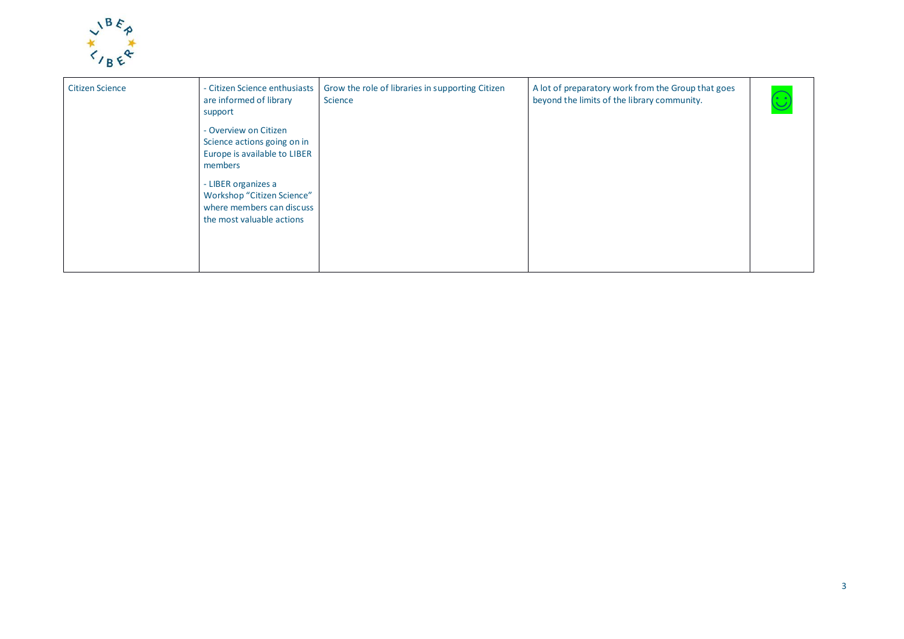| | | | | |
|---|---|---|---|---|
| Citizen Science | - Citizen Science enthusiasts are informed of library support<br>- Overview on Citizen Science actions going on in Europe is available to LIBER members<br>- LIBER organizes a Workshop "Citizen Science" where members can discuss the most valuable actions | Grow the role of libraries in supporting Citizen Science | A lot of preparatory work from the Group that goes beyond the limits of the library community. | ☺ |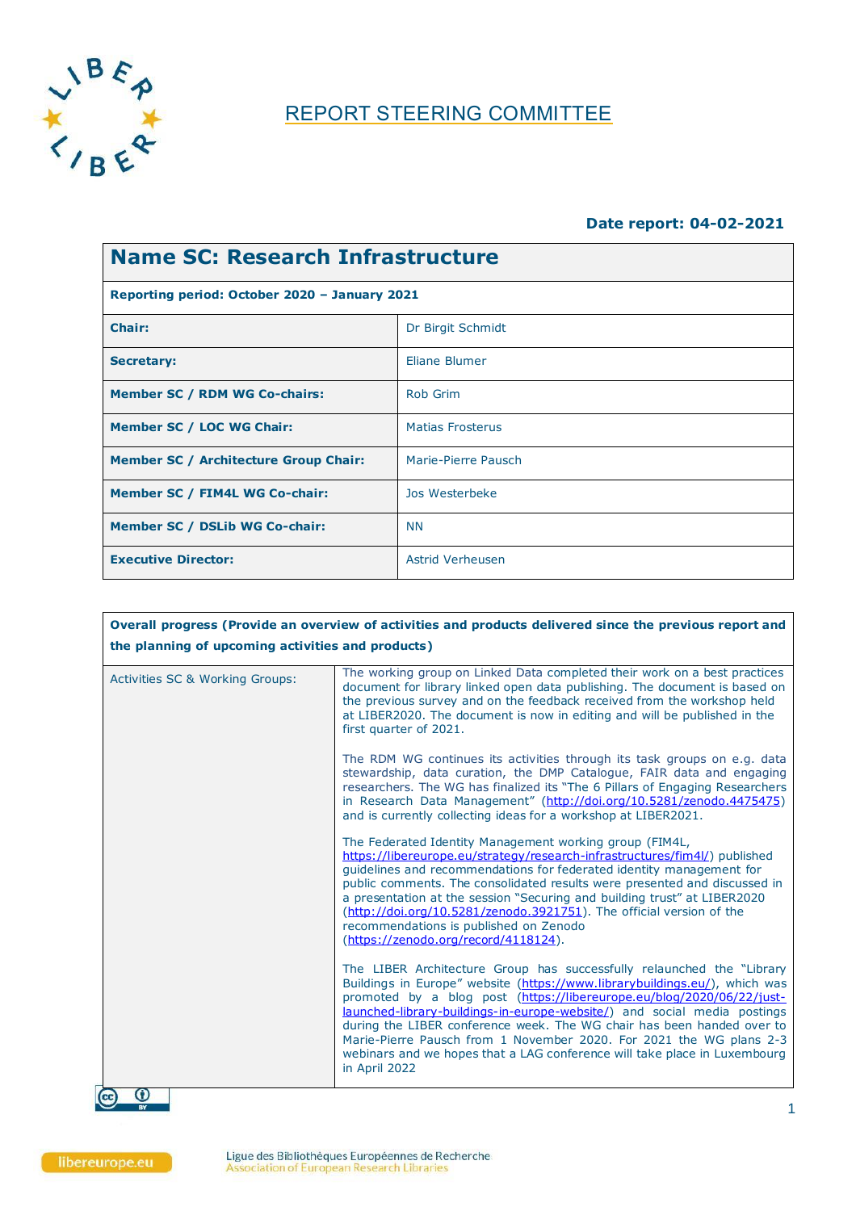# REPORT STEERING COMMITTEE

**Date report: 04-02-2021**

| **Name SC: Research Infrastructure** | |
|---|---|
| **Reporting period: October 2020 – January 2021** | |
| **Chair:** | Dr Birgit Schmidt |
| **Secretary:** | Eliane Blumer |
| **Member SC / RDM WG Co-chairs:** | Rob Grim |
| **Member SC / LOC WG Chair:** | Matias Frosterus |
| **Member SC / Architecture Group Chair:** | Marie-Pierre Pausch |
| **Member SC / FIM4L WG Co-chair:** | Jos Westerbeke |
| **Member SC / DSLib WG Co-chair:** | NN |
| **Executive Director:** | Astrid Verheusen |

| **Overall progress (Provide an overview of activities and products delivered since the previous report and the planning of upcoming activities and products)** | |
|---|---|
| Activities SC & Working Groups: | The working group on Linked Data completed their work on a best practices document for library linked open data publishing. The document is based on the previous survey and on the feedback received from the workshop held at LIBER2020. The document is now in editing and will be published in the first quarter of 2021.<br><br>The RDM WG continues its activities through its task groups on e.g. data stewardship, data curation, the DMP Catalogue, FAIR data and engaging researchers. The WG has finalized its "The 6 Pillars of Engaging Researchers in Research Data Management" (http://doi.org/10.5281/zenodo.4475475) and is currently collecting ideas for a workshop at LIBER2021.<br><br>The Federated Identity Management working group (FIM4L, https://libereurope.eu/strategy/research-infrastructures/fim4l/) published guidelines and recommendations for federated identity management for public comments. The consolidated results were presented and discussed in a presentation at the session "Securing and building trust" at LIBER2020 (http://doi.org/10.5281/zenodo.3921751). The official version of the recommendations is published on Zenodo (https://zenodo.org/record/4118124).<br><br>The LIBER Architecture Group has successfully relaunched the "Library Buildings in Europe" website (https://www.librarybuildings.eu/), which was promoted by a blog post (https://libereurope.eu/blog/2020/06/22/just-launched-library-buildings-in-europe-website/) and social media postings during the LIBER conference week. The WG chair has been handed over to Marie-Pierre Pausch from 1 November 2020. For 2021 the WG plans 2-3 webinars and we hopes that a LAG conference will take place in Luxembourg in April 2022 |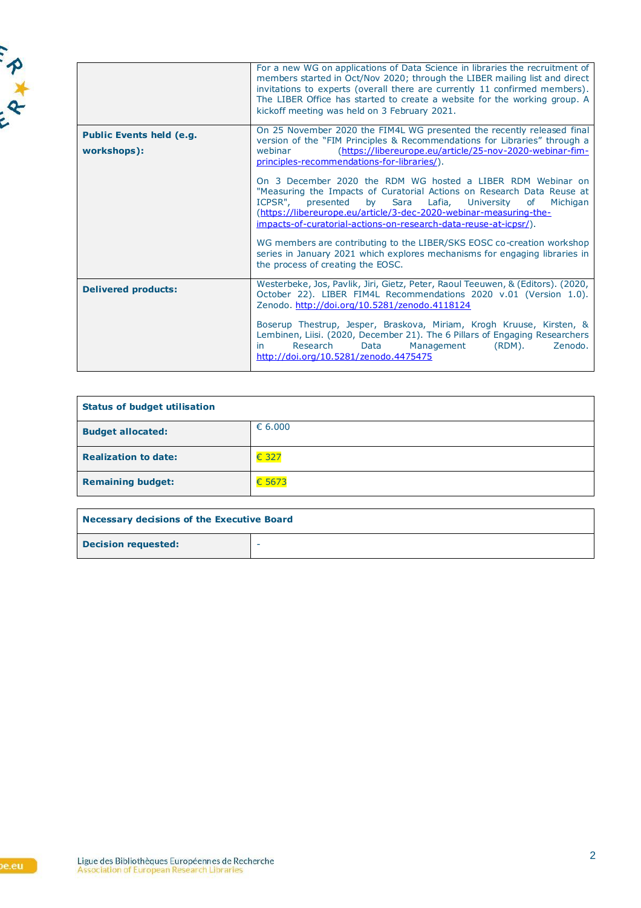| | |
|---|---|
| | For a new WG on applications of Data Science in libraries the recruitment of members started in Oct/Nov 2020; through the LIBER mailing list and direct invitations to experts (overall there are currently 11 confirmed members). The LIBER Office has started to create a website for the working group. A kickoff meeting was held on 3 February 2021. |
| **Public Events held (e.g. workshops):** | On 25 November 2020 the FIM4L WG presented the recently released final version of the "FIM Principles & Recommendations for Libraries" through a webinar (https://libereurope.eu/article/25-nov-2020-webinar-fim-principles-recommendations-for-libraries/).<br><br>On 3 December 2020 the RDM WG hosted a LIBER RDM Webinar on "Measuring the Impacts of Curatorial Actions on Research Data Reuse at ICPSR", presented by Sara Lafia, University of Michigan (https://libereurope.eu/article/3-dec-2020-webinar-measuring-the-impacts-of-curatorial-actions-on-research-data-reuse-at-icpsr/).<br><br>WG members are contributing to the LIBER/SKS EOSC co-creation workshop series in January 2021 which explores mechanisms for engaging libraries in the process of creating the EOSC. |
| **Delivered products:** | Westerbeke, Jos, Pavlik, Jiri, Gietz, Peter, Raoul Teeuwen, & (Editors). (2020, October 22). LIBER FIM4L Recommendations 2020 v.01 (Version 1.0). Zenodo. http://doi.org/10.5281/zenodo.4118124<br><br>Boserup Thestrup, Jesper, Braskova, Miriam, Krogh Kruuse, Kirsten, & Lembinen, Liisi. (2020, December 21). The 6 Pillars of Engaging Researchers in Research Data Management (RDM). Zenodo. http://doi.org/10.5281/zenodo.4475715 |

| **Status of budget utilisation** | |
|---|---|
| **Budget allocated:** | € 6.000 |
| **Realization to date:** | € 327 |
| **Remaining budget:** | € 5673 |

| **Necessary decisions of the Executive Board** | |
|---|---|
| **Decision requested:** | - |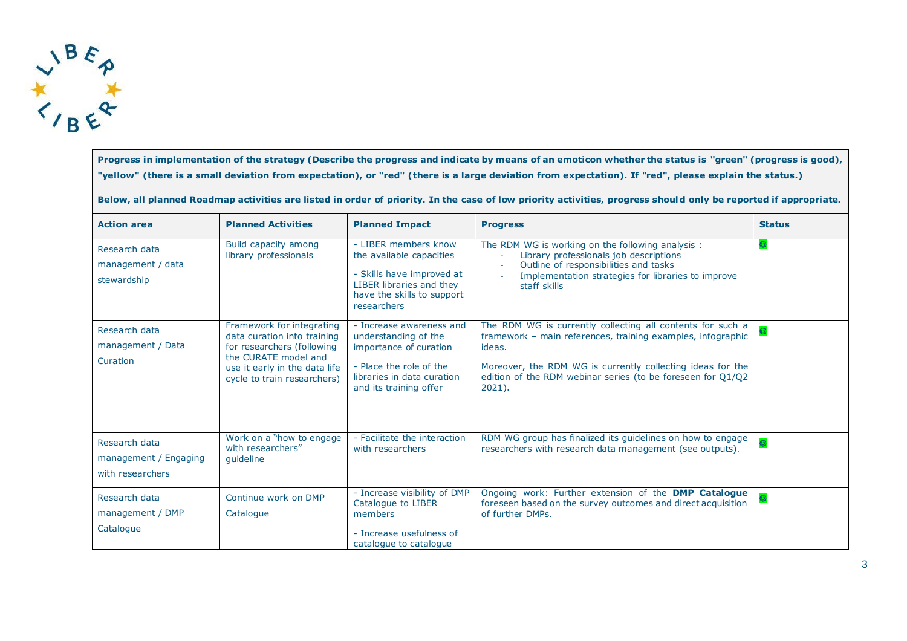**Progress in implementation of the strategy (Describe the progress and indicate by means of an emoticon whether the status is "green" (progress is good), "yellow" (there is a small deviation from expectation), or "red" (there is a large deviation from expectation). If "red", please explain the status.)**

**Below, all planned Roadmap activities are listed in order of priority. In the case of low priority activities, progress should only be reported if appropriate.**

| Action area | Planned Activities | Planned Impact | Progress | Status |
|---|---|---|---|---|
| Research data management / data stewardship | Build capacity among library professionals | - LIBER members know the available capacities<br><br>- Skills have improved at LIBER libraries and they have the skills to support researchers | The RDM WG is working on the following analysis :<br>- Library professionals job descriptions<br>- Outline of responsibilities and tasks<br>- Implementation strategies for libraries to improve staff skills | ☺ |
| Research data management / Data Curation | Framework for integrating data curation into training for researchers (following the CURATE model and use it early in the data life cycle to train researchers) | - Increase awareness and understanding of the importance of curation<br><br>- Place the role of the libraries in data curation and its training offer | The RDM WG is currently collecting all contents for such a framework – main references, training examples, infographic ideas.<br><br>Moreover, the RDM WG is currently collecting ideas for the edition of the RDM webinar series (to be foreseen for Q1/Q2 2021). | ☺ |
| Research data management / Engaging with researchers | Work on a "how to engage with researchers" guideline | - Facilitate the interaction with researchers | RDM WG group has finalized its guidelines on how to engage researchers with research data management (see outputs). | ☺ |
| Research data management / DMP Catalogue | Continue work on DMP Catalogue | - Increase visibility of DMP Catalogue to LIBER members<br><br>- Increase usefulness of catalogue to catalogue | Ongoing work: Further extension of the **DMP Catalogue** foreseen based on the survey outcomes and direct acquisition of further DMPs. | ☺ |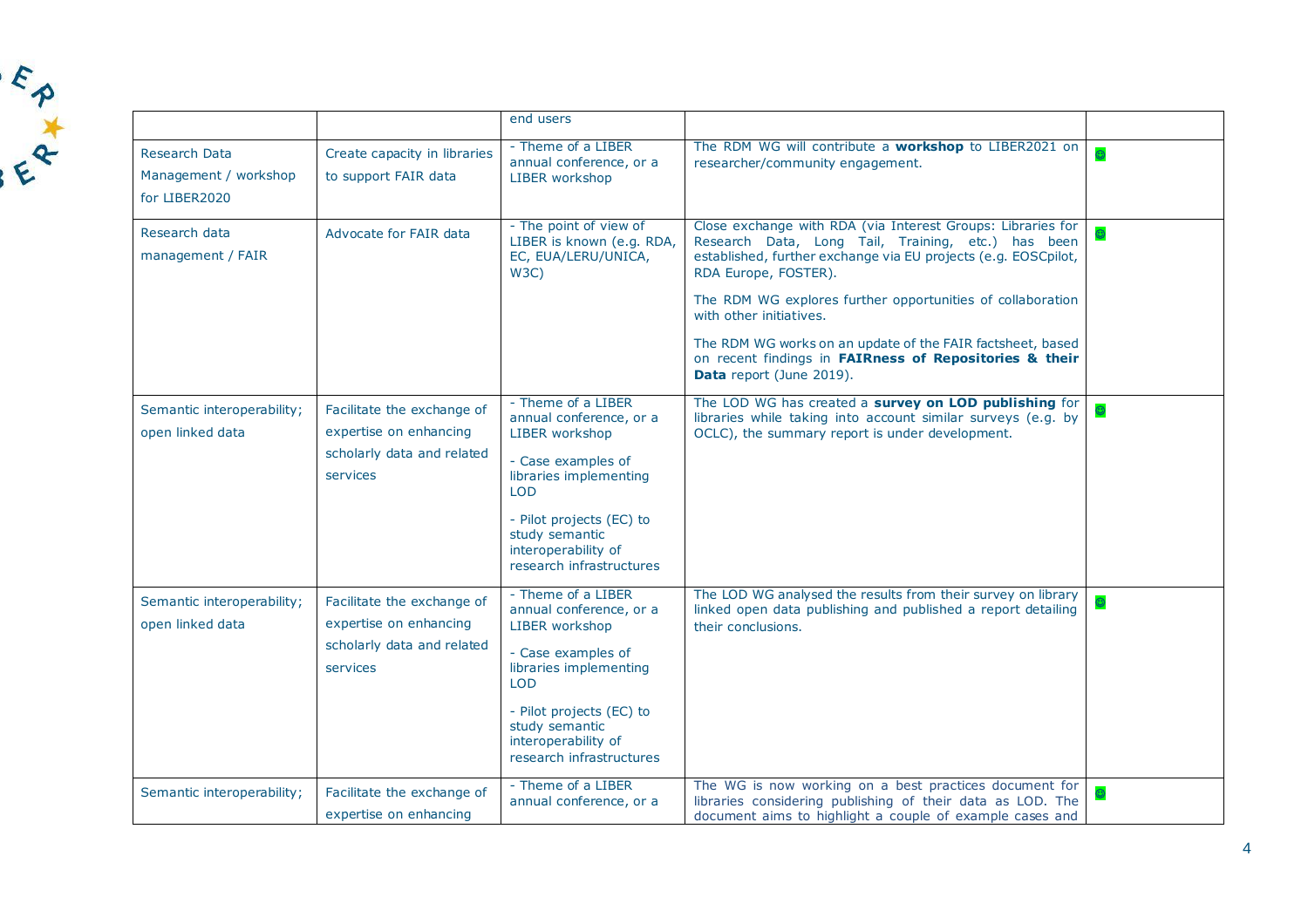| | | | | |
|---|---|---|---|---|
| | | end users | | |
| Research Data Management / workshop for LIBER2020 | Create capacity in libraries to support FAIR data | - Theme of a LIBER annual conference, or a LIBER workshop | The RDM WG will contribute a **workshop** to LIBER2021 on researcher/community engagement. | ☺ |
| Research data management / FAIR | Advocate for FAIR data | - The point of view of LIBER is known (e.g. RDA, EC, EUA/LERU/UNICA, W3C) | Close exchange with RDA (via Interest Groups: Libraries for Research Data, Long Tail, Training, etc.) has been established, further exchange via EU projects (e.g. EOSCpilot, RDA Europe, FOSTER).<br><br>The RDM WG explores further opportunities of collaboration with other initiatives.<br><br>The RDM WG works on an update of the FAIR factsheet, based on recent findings in **FAIRness of Repositories & their Data** report (June 2019). | ☺ |
| Semantic interoperability; open linked data | Facilitate the exchange of expertise on enhancing scholarly data and related services | - Theme of a LIBER annual conference, or a LIBER workshop<br><br>- Case examples of libraries implementing LOD<br><br>- Pilot projects (EC) to study semantic interoperability of research infrastructures | The LOD WG has created a **survey on LOD publishing** for libraries while taking into account similar surveys (e.g. by OCLC), the summary report is under development. | ☺ |
| Semantic interoperability; open linked data | Facilitate the exchange of expertise on enhancing scholarly data and related services | - Theme of a LIBER annual conference, or a LIBER workshop<br><br>- Case examples of libraries implementing LOD<br><br>- Pilot projects (EC) to study semantic interoperability of research infrastructures | The LOD WG analysed the results from their survey on library linked open data publishing and published a report detailing their conclusions. | ☺ |
| Semantic interoperability; | Facilitate the exchange of expertise on enhancing | - Theme of a LIBER annual conference, or a | The WG is now working on a best practices document for libraries considering publishing of their data as LOD. The document aims to highlight a couple of example cases and | ☺ |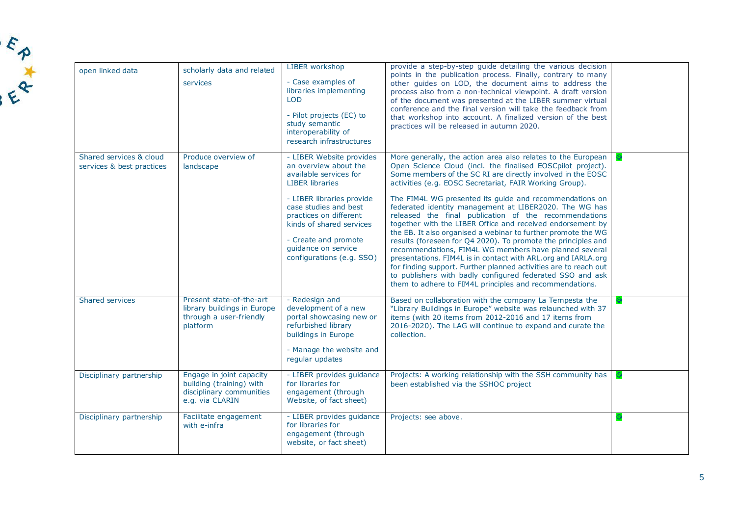| | | | | |
|---|---|---|---|---|
| open linked data | scholarly data and related services | LIBER workshop<br><br>- Case examples of libraries implementing LOD<br><br>- Pilot projects (EC) to study semantic interoperability of research infrastructures | provide a step-by-step guide detailing the various decision points in the publication process. Finally, contrary to many other guides on LOD, the document aims to address the process also from a non-technical viewpoint. A draft version of the document was presented at the LIBER summer virtual conference and the final version will take the feedback from that workshop into account. A finalized version of the best practices will be released in autumn 2020. | |
| Shared services & cloud services & best practices | Produce overview of landscape | - LIBER Website provides an overview about the available services for LIBER libraries<br><br>- LIBER libraries provide case studies and best practices on different kinds of shared services<br><br>- Create and promote guidance on service configurations (e.g. SSO) | More generally, the action area also relates to the European Open Science Cloud (incl. the finalised EOSCpilot project). Some members of the SC RI are directly involved in the EOSC activities (e.g. EOSC Secretariat, FAIR Working Group).<br><br>The FIM4L WG presented its guide and recommendations on federated identity management at LIBER2020. The WG has released the final publication of the recommendations together with the LIBER Office and received endorsement by the EB. It also organised a webinar to further promote the WG results (foreseen for Q4 2020). To promote the principles and recommendations, FIM4L WG members have planned several presentations. FIM4L is in contact with ARL.org and IARLA.org for finding support. Further planned activities are to reach out to publishers with badly configured federated SSO and ask them to adhere to FIM4L principles and recommendations. | ☺ |
| Shared services | Present state-of-the-art library buildings in Europe through a user-friendly platform | - Redesign and development of a new portal showcasing new or refurbished library buildings in Europe<br><br>- Manage the website and regular updates | Based on collaboration with the company La Tempesta the "Library Buildings in Europe" website was relaunched with 37 items (with 20 items from 2012-2016 and 17 items from 2016-2020). The LAG will continue to expand and curate the collection. | ☺ |
| Disciplinary partnership | Engage in joint capacity building (training) with disciplinary communities e.g. via CLARIN | - LIBER provides guidance for libraries for engagement (through Website, of fact sheet) | Projects: A working relationship with the SSH community has been established via the SSHOC project | ☺ |
| Disciplinary partnership | Facilitate engagement with e-infra | - LIBER provides guidance for libraries for engagement (through website, or fact sheet) | Projects: see above. | ☺ |